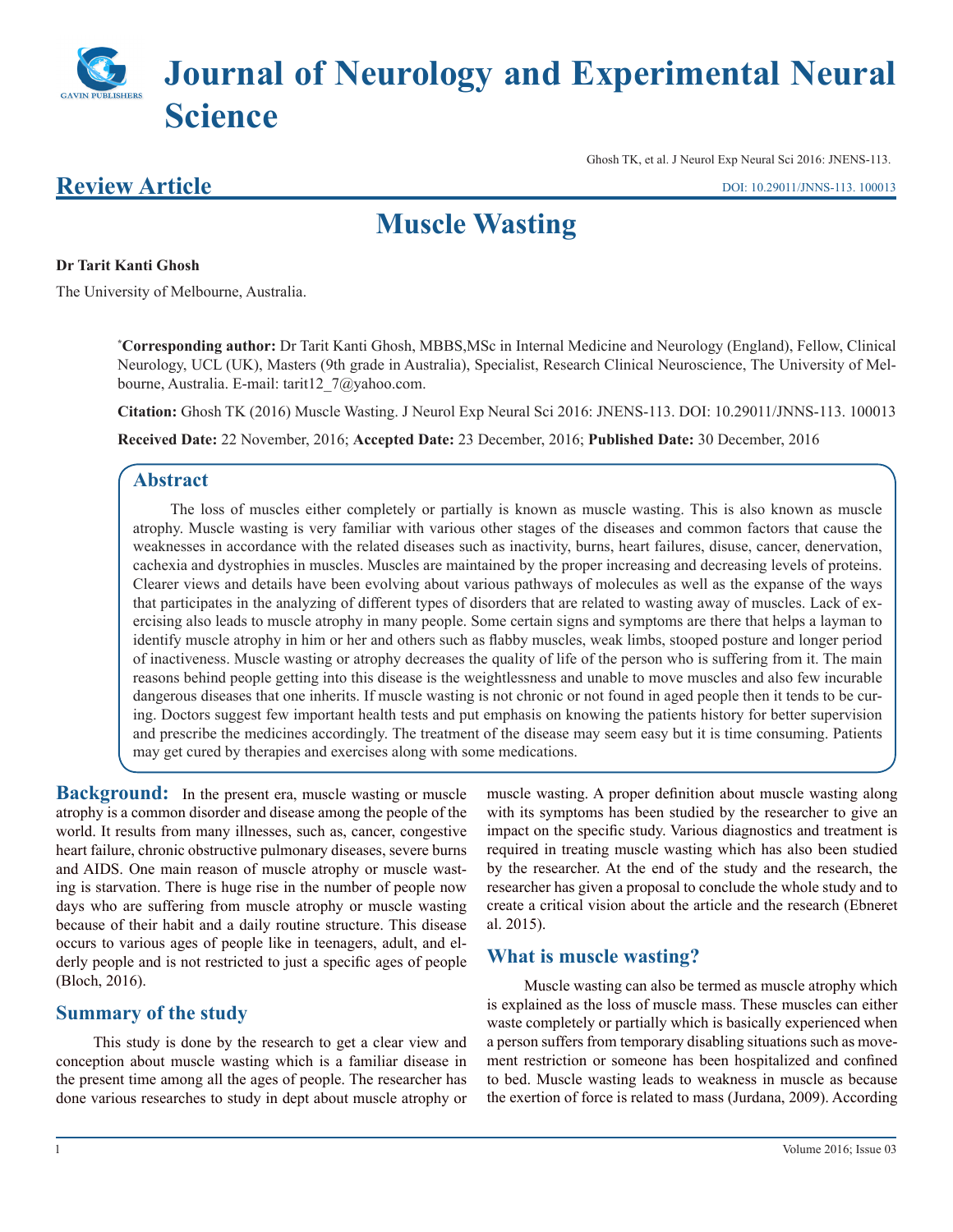# Journal of Neurology and Experimental Neural Science

Ghosh TK, et al. J Neurol Exp Neural Sci 2016: JNENS-113.

## Review Article

DOI: 10.29011/JNNS-113. 100013

# Muscle Wasting

**Dr Tarit Kanti Ghosh**

The University of Melbourne, Australia.

[*]**Corresponding author:** Dr Tarit Kanti Ghosh, MBBS,MSc in Internal Medicine and Neurology (England), Fellow, Clinical Neurology, UCL (UK), Masters (9th grade in Australia), Specialist, Research Clinical Neuroscience, The University of Melbourne, Australia. E-mail: tarit12_7@yahoo.com.

**Citation:** Ghosh TK (2016) Muscle Wasting. J Neurol Exp Neural Sci 2016: JNENS-113. DOI: 10.29011/JNNS-113. 100013

**Received Date:** 22 November, 2016; **Accepted Date:** 23 December, 2016; **Published Date:** 30 December, 2016

## Abstract

The loss of muscles either completely or partially is known as muscle wasting. This is also known as muscle atrophy. Muscle wasting is very familiar with various other stages of the diseases and common factors that cause the weaknesses in accordance with the related diseases such as inactivity, burns, heart failures, disuse, cancer, denervation, cachexia and dystrophies in muscles. Muscles are maintained by the proper increasing and decreasing levels of proteins. Clearer views and details have been evolving about various pathways of molecules as well as the expanse of the ways that participates in the analyzing of different types of disorders that are related to wasting away of muscles. Lack of exercising also leads to muscle atrophy in many people. Some certain signs and symptoms are there that helps a layman to identify muscle atrophy in him or her and others such as flabby muscles, weak limbs, stooped posture and longer period of inactiveness. Muscle wasting or atrophy decreases the quality of life of the person who is suffering from it. The main reasons behind people getting into this disease is the weightlessness and unable to move muscles and also few incurable dangerous diseases that one inherits. If muscle wasting is not chronic or not found in aged people then it tends to be curing. Doctors suggest few important health tests and put emphasis on knowing the patients history for better supervision and prescribe the medicines accordingly. The treatment of the disease may seem easy but it is time consuming. Patients may get cured by therapies and exercises along with some medications.

**Background:** In the present era, muscle wasting or muscle atrophy is a common disorder and disease among the people of the world. It results from many illnesses, such as, cancer, congestive heart failure, chronic obstructive pulmonary diseases, severe burns and AIDS. One main reason of muscle atrophy or muscle wasting is starvation. There is huge rise in the number of people now days who are suffering from muscle atrophy or muscle wasting because of their habit and a daily routine structure. This disease occurs to various ages of people like in teenagers, adult, and elderly people and is not restricted to just a specific ages of people (Bloch, 2016).

## Summary of the study

This study is done by the research to get a clear view and conception about muscle wasting which is a familiar disease in the present time among all the ages of people. The researcher has done various researches to study in dept about muscle atrophy or muscle wasting. A proper definition about muscle wasting along with its symptoms has been studied by the researcher to give an impact on the specific study. Various diagnostics and treatment is required in treating muscle wasting which has also been studied by the researcher. At the end of the study and the research, the researcher has given a proposal to conclude the whole study and to create a critical vision about the article and the research (Ebneret al. 2015).

## What is muscle wasting?

Muscle wasting can also be termed as muscle atrophy which is explained as the loss of muscle mass. These muscles can either waste completely or partially which is basically experienced when a person suffers from temporary disabling situations such as movement restriction or someone has been hospitalized and confined to bed. Muscle wasting leads to weakness in muscle as because the exertion of force is related to mass (Jurdana, 2009). According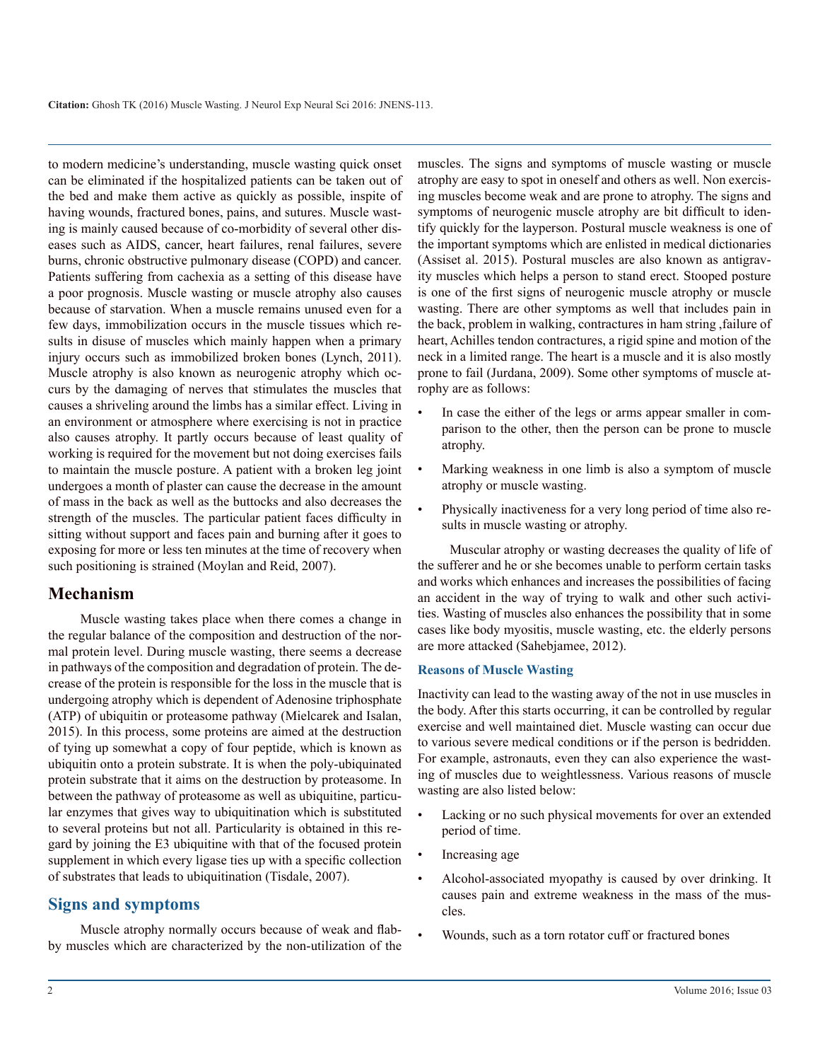to modern medicine's understanding, muscle wasting quick onset can be eliminated if the hospitalized patients can be taken out of the bed and make them active as quickly as possible, inspite of having wounds, fractured bones, pains, and sutures. Muscle wasting is mainly caused because of co-morbidity of several other diseases such as AIDS, cancer, heart failures, renal failures, severe burns, chronic obstructive pulmonary disease (COPD) and cancer. Patients suffering from cachexia as a setting of this disease have a poor prognosis. Muscle wasting or muscle atrophy also causes because of starvation. When a muscle remains unused even for a few days, immobilization occurs in the muscle tissues which results in disuse of muscles which mainly happen when a primary injury occurs such as immobilized broken bones (Lynch, 2011). Muscle atrophy is also known as neurogenic atrophy which occurs by the damaging of nerves that stimulates the muscles that causes a shriveling around the limbs has a similar effect. Living in an environment or atmosphere where exercising is not in practice also causes atrophy. It partly occurs because of least quality of working is required for the movement but not doing exercises fails to maintain the muscle posture. A patient with a broken leg joint undergoes a month of plaster can cause the decrease in the amount of mass in the back as well as the buttocks and also decreases the strength of the muscles. The particular patient faces difficulty in sitting without support and faces pain and burning after it goes to exposing for more or less ten minutes at the time of recovery when such positioning is strained (Moylan and Reid, 2007).

## Mechanism

Muscle wasting takes place when there comes a change in the regular balance of the composition and destruction of the normal protein level. During muscle wasting, there seems a decrease in pathways of the composition and degradation of protein. The decrease of the protein is responsible for the loss in the muscle that is undergoing atrophy which is dependent of Adenosine triphosphate (ATP) of ubiquitin or proteasome pathway (Mielcarek and Isalan, 2015). In this process, some proteins are aimed at the destruction of tying up somewhat a copy of four peptide, which is known as ubiquitin onto a protein substrate. It is when the poly-ubiquinated protein substrate that it aims on the destruction by proteasome. In between the pathway of proteasome as well as ubiquitine, particular enzymes that gives way to ubiquitination which is substituted to several proteins but not all. Particularity is obtained in this regard by joining the E3 ubiquitine with that of the focused protein supplement in which every ligase ties up with a specific collection of substrates that leads to ubiquitination (Tisdale, 2007).

## Signs and symptoms

Muscle atrophy normally occurs because of weak and flabby muscles which are characterized by the non-utilization of the muscles. The signs and symptoms of muscle wasting or muscle atrophy are easy to spot in oneself and others as well. Non exercising muscles become weak and are prone to atrophy. The signs and symptoms of neurogenic muscle atrophy are bit difficult to identify quickly for the layperson. Postural muscle weakness is one of the important symptoms which are enlisted in medical dictionaries (Assiset al. 2015). Postural muscles are also known as antigravity muscles which helps a person to stand erect. Stooped posture is one of the first signs of neurogenic muscle atrophy or muscle wasting. There are other symptoms as well that includes pain in the back, problem in walking, contractures in ham string ,failure of heart, Achilles tendon contractures, a rigid spine and motion of the neck in a limited range. The heart is a muscle and it is also mostly prone to fail (Jurdana, 2009). Some other symptoms of muscle atrophy are as follows:

- In case the either of the legs or arms appear smaller in comparison to the other, then the person can be prone to muscle atrophy.
- Marking weakness in one limb is also a symptom of muscle atrophy or muscle wasting.
- Physically inactiveness for a very long period of time also results in muscle wasting or atrophy.

Muscular atrophy or wasting decreases the quality of life of the sufferer and he or she becomes unable to perform certain tasks and works which enhances and increases the possibilities of facing an accident in the way of trying to walk and other such activities. Wasting of muscles also enhances the possibility that in some cases like body myositis, muscle wasting, etc. the elderly persons are more attacked (Sahebjamee, 2012).

### Reasons of Muscle Wasting

Inactivity can lead to the wasting away of the not in use muscles in the body. After this starts occurring, it can be controlled by regular exercise and well maintained diet. Muscle wasting can occur due to various severe medical conditions or if the person is bedridden. For example, astronauts, even they can also experience the wasting of muscles due to weightlessness. Various reasons of muscle wasting are also listed below:

- Lacking or no such physical movements for over an extended period of time.
- Increasing age
- Alcohol-associated myopathy is caused by over drinking. It causes pain and extreme weakness in the mass of the muscles.
- Wounds, such as a torn rotator cuff or fractured bones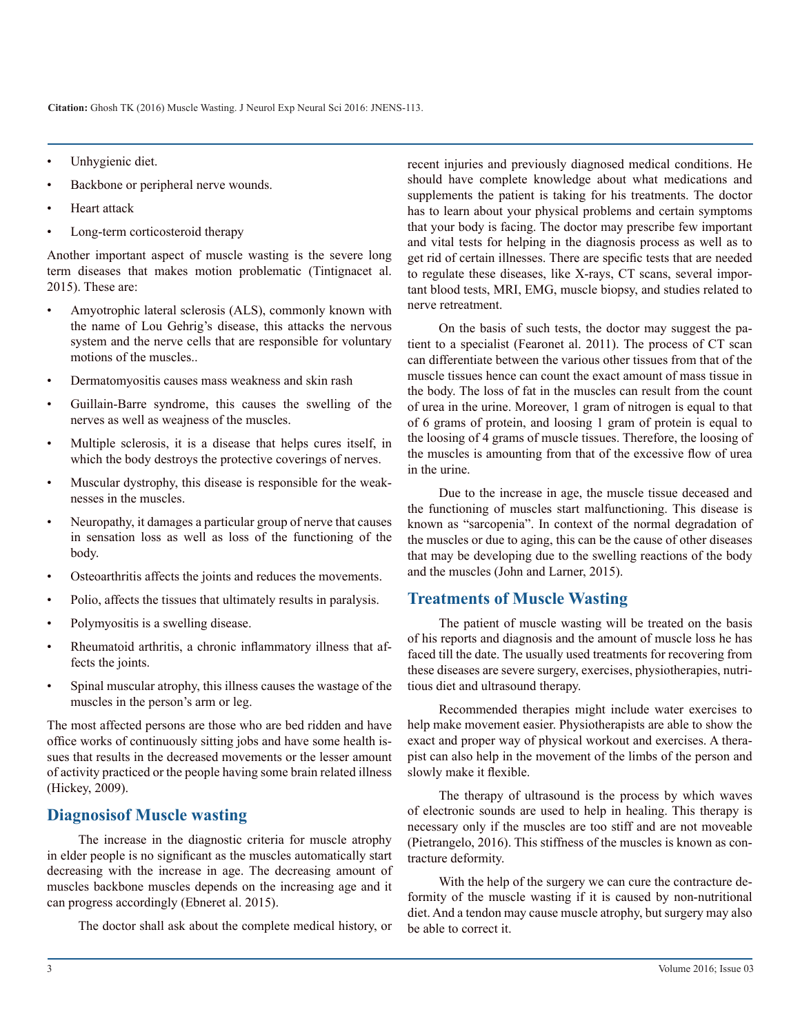- Unhygienic diet.
- Backbone or peripheral nerve wounds.
- Heart attack
- Long-term corticosteroid therapy

Another important aspect of muscle wasting is the severe long term diseases that makes motion problematic (Tintignacet al. 2015). These are:

- Amyotrophic lateral sclerosis (ALS), commonly known with the name of Lou Gehrig's disease, this attacks the nervous system and the nerve cells that are responsible for voluntary motions of the muscles..
- Dermatomyositis causes mass weakness and skin rash
- Guillain-Barre syndrome, this causes the swelling of the nerves as well as weajness of the muscles.
- Multiple sclerosis, it is a disease that helps cures itself, in which the body destroys the protective coverings of nerves.
- Muscular dystrophy, this disease is responsible for the weaknesses in the muscles.
- Neuropathy, it damages a particular group of nerve that causes in sensation loss as well as loss of the functioning of the body.
- Osteoarthritis affects the joints and reduces the movements.
- Polio, affects the tissues that ultimately results in paralysis.
- Polymyositis is a swelling disease.
- Rheumatoid arthritis, a chronic inflammatory illness that affects the joints.
- Spinal muscular atrophy, this illness causes the wastage of the muscles in the person's arm or leg.

The most affected persons are those who are bed ridden and have office works of continuously sitting jobs and have some health issues that results in the decreased movements or the lesser amount of activity practiced or the people having some brain related illness (Hickey, 2009).

## Diagnosisof Muscle wasting

The increase in the diagnostic criteria for muscle atrophy in elder people is no significant as the muscles automatically start decreasing with the increase in age. The decreasing amount of muscles backbone muscles depends on the increasing age and it can progress accordingly (Ebneret al. 2015).

The doctor shall ask about the complete medical history, or recent injuries and previously diagnosed medical conditions. He should have complete knowledge about what medications and supplements the patient is taking for his treatments. The doctor has to learn about your physical problems and certain symptoms that your body is facing. The doctor may prescribe few important and vital tests for helping in the diagnosis process as well as to get rid of certain illnesses. There are specific tests that are needed to regulate these diseases, like X-rays, CT scans, several important blood tests, MRI, EMG, muscle biopsy, and studies related to nerve retreatment.

On the basis of such tests, the doctor may suggest the patient to a specialist (Fearonet al. 2011). The process of CT scan can differentiate between the various other tissues from that of the muscle tissues hence can count the exact amount of mass tissue in the body. The loss of fat in the muscles can result from the count of urea in the urine. Moreover, 1 gram of nitrogen is equal to that of 6 grams of protein, and loosing 1 gram of protein is equal to the loosing of 4 grams of muscle tissues. Therefore, the loosing of the muscles is amounting from that of the excessive flow of urea in the urine.

Due to the increase in age, the muscle tissue deceased and the functioning of muscles start malfunctioning. This disease is known as "sarcopenia". In context of the normal degradation of the muscles or due to aging, this can be the cause of other diseases that may be developing due to the swelling reactions of the body and the muscles (John and Larner, 2015).

## Treatments of Muscle Wasting

The patient of muscle wasting will be treated on the basis of his reports and diagnosis and the amount of muscle loss he has faced till the date. The usually used treatments for recovering from these diseases are severe surgery, exercises, physiotherapies, nutritious diet and ultrasound therapy.

Recommended therapies might include water exercises to help make movement easier. Physiotherapists are able to show the exact and proper way of physical workout and exercises. A therapist can also help in the movement of the limbs of the person and slowly make it flexible.

The therapy of ultrasound is the process by which waves of electronic sounds are used to help in healing. This therapy is necessary only if the muscles are too stiff and are not moveable (Pietrangelo, 2016). This stiffness of the muscles is known as contracture deformity.

With the help of the surgery we can cure the contracture deformity of the muscle wasting if it is caused by non-nutritional diet. And a tendon may cause muscle atrophy, but surgery may also be able to correct it.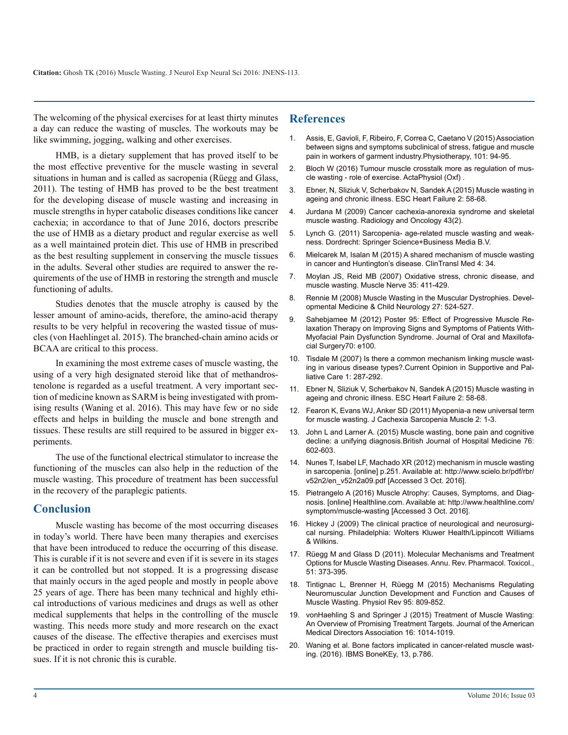The welcoming of the physical exercises for at least thirty minutes a day can reduce the wasting of muscles. The workouts may be like swimming, jogging, walking and other exercises.

HMB, is a dietary supplement that has proved itself to be the most effective preventive for the muscle wasting in several situations in human and is called as sacropenia (Rüegg and Glass, 2011). The testing of HMB has proved to be the best treatment for the developing disease of muscle wasting and increasing in muscle strengths in hyper catabolic diseases conditions like cancer cachexia; in accordance to that of June 2016, doctors prescribe the use of HMB as a dietary product and regular exercise as well as a well maintained protein diet. This use of HMB in prescribed as the best resulting supplement in conserving the muscle tissues in the adults. Several other studies are required to answer the requirements of the use of HMB in restoring the strength and muscle functioning of adults.

Studies denotes that the muscle atrophy is caused by the lesser amount of amino-acids, therefore, the amino-acid therapy results to be very helpful in recovering the wasted tissue of muscles (von Haehlinget al. 2015). The branched-chain amino acids or BCAA are critical to this process.

In examining the most extreme cases of muscle wasting, the using of a very high designated steroid like that of methandrostenolone is regarded as a useful treatment. A very important section of medicine known as SARM is being investigated with promising results (Waning et al. 2016). This may have few or no side effects and helps in building the muscle and bone strength and tissues. These results are still required to be assured in bigger experiments.

The use of the functional electrical stimulator to increase the functioning of the muscles can also help in the reduction of the muscle wasting. This procedure of treatment has been successful in the recovery of the paraplegic patients.

## Conclusion

Muscle wasting has become of the most occurring diseases in today's world. There have been many therapies and exercises that have been introduced to reduce the occurring of this disease. This is curable if it is not severe and even if it is severe in its stages it can be controlled but not stopped. It is a progressing disease that mainly occurs in the aged people and mostly in people above 25 years of age. There has been many technical and highly ethical introductions of various medicines and drugs as well as other medical supplements that helps in the controlling of the muscle wasting. This needs more study and more research on the exact causes of the disease. The effective therapies and exercises must be practiced in order to regain strength and muscle building tissues. If it is not chronic this is curable.

## References

1. Assis, E, Gavioli, F, Ribeiro, F, Correa C, Caetano V (2015) Association between signs and symptoms subclinical of stress, fatigue and muscle pain in workers of garment industry.Physiotherapy, 101: 94-95.
2. Bloch W (2016) Tumour muscle crosstalk more as regulation of muscle wasting - role of exercise. ActaPhysiol (Oxf) .
3. Ebner, N, Sliziuk V, Scherbakov N, Sandek A (2015) Muscle wasting in ageing and chronic illness. ESC Heart Failure 2: 58-68.
4. Jurdana M (2009) Cancer cachexia-anorexia syndrome and skeletal muscle wasting. Radiology and Oncology 43(2).
5. Lynch G. (2011) Sarcopenia- age-related muscle wasting and weakness. Dordrecht: Springer Science+Business Media B.V.
6. Mielcarek M, Isalan M (2015) A shared mechanism of muscle wasting in cancer and Huntington's disease. ClinTransl Med 4: 34.
7. Moylan JS, Reid MB (2007) Oxidative stress, chronic disease, and muscle wasting. Muscle Nerve 35: 411-429.
8. Rennie M (2008) Muscle Wasting in the Muscular Dystrophies. Developmental Medicine & Child Neurology 27: 524-527.
9. Sahebjamee M (2012) Poster 95: Effect of Progressive Muscle Relaxation Therapy on Improving Signs and Symptoms of Patients With-Myofacial Pain Dysfunction Syndrome. Journal of Oral and Maxillofacial Surgery70: e100.
10. Tisdale M (2007) Is there a common mechanism linking muscle wasting in various disease types?.Current Opinion in Supportive and Palliative Care 1: 287-292.
11. Ebner N, Sliziuk V, Scherbakov N, Sandek A (2015) Muscle wasting in ageing and chronic illness. ESC Heart Failure 2: 58-68.
12. Fearon K, Evans WJ, Anker SD (2011) Myopenia-a new universal term for muscle wasting. J Cachexia Sarcopenia Muscle 2: 1-3.
13. John L and Larner A. (2015) Muscle wasting, bone pain and cognitive decline: a unifying diagnosis.British Journal of Hospital Medicine 76: 602-603.
14. Nunes T, Isabel LF, Machado XR (2012) mechanism in muscle wasting in sarcopenia. [online] p.251. Available at: http://www.scielo.br/pdf/rbr/v52n2/en_v52n2a09.pdf [Accessed 3 Oct. 2016].
15. Pietrangelo A (2016) Muscle Atrophy: Causes, Symptoms, and Diagnosis. [online] Healthline.com. Available at: http://www.healthline.com/symptom/muscle-wasting [Accessed 3 Oct. 2016].
16. Hickey J (2009) The clinical practice of neurological and neurosurgical nursing. Philadelphia: Wolters Kluwer Health/Lippincott Williams & Wilkins.
17. Rüegg M and Glass D (2011). Molecular Mechanisms and Treatment Options for Muscle Wasting Diseases. Annu. Rev. Pharmacol. Toxicol., 51: 373-395.
18. Tintignac L, Brenner H, Rüegg M (2015) Mechanisms Regulating Neuromuscular Junction Development and Function and Causes of Muscle Wasting. Physiol Rev 95: 809-852.
19. vonHaehling S and Springer J (2015) Treatment of Muscle Wasting: An Overview of Promising Treatment Targets. Journal of the American Medical Directors Association 16: 1014-1019.
20. Waning et al. Bone factors implicated in cancer-related muscle wasting. (2016). IBMS BoneKEy, 13, p.786.